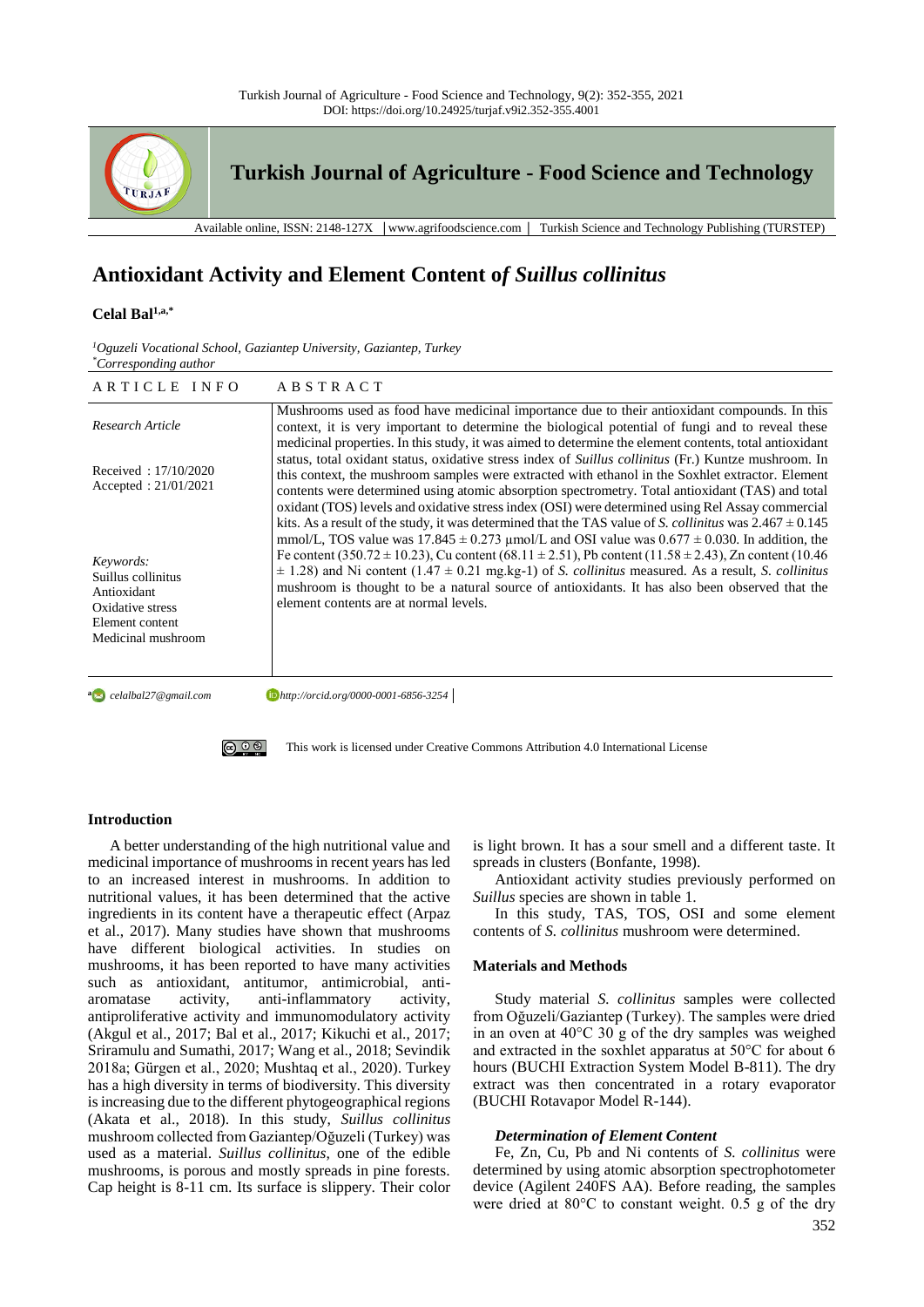# Antioxidant Activity and Element Content of *Suillus collinitus*

**Celal Bal**[1,a,*]

[1]*Oguzeli Vocational School, Gaziantep University, Gaziantep, Turkey*
[*]*Corresponding author*

| ARTICLE INFO | ABSTRACT |
|---|---|
| *Research Article*<br><br>Received : 17/10/2020<br>Accepted : 21/01/2021<br><br>*Keywords:*<br>Suillus collinitus<br>Antioxidant<br>Oxidative stress<br>Element content<br>Medicinal mushroom | Mushrooms used as food have medicinal importance due to their antioxidant compounds. In this context, it is very important to determine the biological potential of fungi and to reveal these medicinal properties. In this study, it was aimed to determine the element contents, total antioxidant status, total oxidant status, oxidative stress index of *Suillus collinitus* (Fr.) Kuntze mushroom. In this context, the mushroom samples were extracted with ethanol in the Soxhlet extractor. Element contents were determined using atomic absorption spectrometry. Total antioxidant (TAS) and total oxidant (TOS) levels and oxidative stress index (OSI) were determined using Rel Assay commercial kits. As a result of the study, it was determined that the TAS value of *S. collinitus* was $2.467 \pm 0.145$ mmol/L, TOS value was $17.845 \pm 0.273$ µmol/L and OSI value was $0.677 \pm 0.030$. In addition, the Fe content ($350.72 \pm 10.23$), Cu content ($68.11 \pm 2.51$), Pb content ($11.58 \pm 2.43$), Zn content ($10.46 \pm 1.28$) and Ni content ($1.47 \pm 0.21$ mg.kg-1) of *S. collinitus* measured. As a result, *S. collinitus* mushroom is thought to be a natural source of antioxidants. It has also been observed that the element contents are at normal levels. |

[a] celalbal27@gmail.com  http://orcid.org/0000-0001-6856-3254

This work is licensed under Creative Commons Attribution 4.0 International License

## Introduction

A better understanding of the high nutritional value and medicinal importance of mushrooms in recent years has led to an increased interest in mushrooms. In addition to nutritional values, it has been determined that the active ingredients in its content have a therapeutic effect (Arpaz et al., 2017). Many studies have shown that mushrooms have different biological activities. In studies on mushrooms, it has been reported to have many activities such as antioxidant, antitumor, antimicrobial, anti-aromatase activity, anti-inflammatory activity, antiproliferative activity and immunomodulatory activity (Akgul et al., 2017; Bal et al., 2017; Kikuchi et al., 2017; Sriramulu and Sumathi, 2017; Wang et al., 2018; Sevindik 2018a; Gürgen et al., 2020; Mushtaq et al., 2020). Turkey has a high diversity in terms of biodiversity. This diversity is increasing due to the different phytogeographical regions (Akata et al., 2018). In this study, *Suillus collinitus* mushroom collected from Gaziantep/Oğuzeli (Turkey) was used as a material. *Suillus collinitus*, one of the edible mushrooms, is porous and mostly spreads in pine forests. Cap height is 8-11 cm. Its surface is slippery. Their color is light brown. It has a sour smell and a different taste. It spreads in clusters (Bonfante, 1998).

Antioxidant activity studies previously performed on *Suillus* species are shown in table 1.

In this study, TAS, TOS, OSI and some element contents of *S. collinitus* mushroom were determined.

## Materials and Methods

Study material *S. collinitus* samples were collected from Oğuzeli/Gaziantep (Turkey). The samples were dried in an oven at 40°C 30 g of the dry samples was weighed and extracted in the soxhlet apparatus at 50°C for about 6 hours (BUCHI Extraction System Model B-811). The dry extract was then concentrated in a rotary evaporator (BUCHI Rotavapor Model R-144).

### *Determination of Element Content*

Fe, Zn, Cu, Pb and Ni contents of *S. collinitus* were determined by using atomic absorption spectrophotometer device (Agilent 240FS AA). Before reading, the samples were dried at 80°C to constant weight. 0.5 g of the dry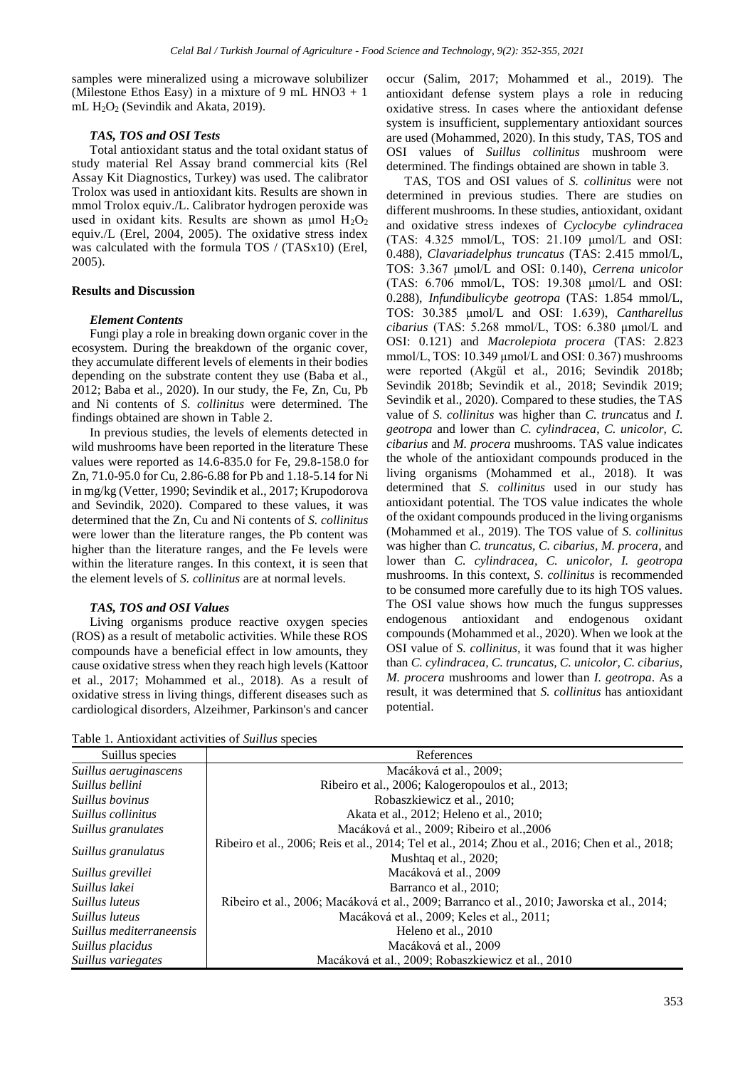samples were mineralized using a microwave solubilizer (Milestone Ethos Easy) in a mixture of 9 mL HNO3 + 1 mL $H_2O_2$ (Sevindik and Akata, 2019).

### *TAS, TOS and OSI Tests*

Total antioxidant status and the total oxidant status of study material Rel Assay brand commercial kits (Rel Assay Kit Diagnostics, Turkey) was used. The calibrator Trolox was used in antioxidant kits. Results are shown in mmol Trolox equiv./L. Calibrator hydrogen peroxide was used in oxidant kits. Results are shown as µmol $H_2O_2$ equiv./L (Erel, 2004, 2005). The oxidative stress index was calculated with the formula TOS / (TASx10) (Erel, 2005).

## Results and Discussion

### *Element Contents*

Fungi play a role in breaking down organic cover in the ecosystem. During the breakdown of the organic cover, they accumulate different levels of elements in their bodies depending on the substrate content they use (Baba et al., 2012; Baba et al., 2020). In our study, the Fe, Zn, Cu, Pb and Ni contents of *S. collinitus* were determined. The findings obtained are shown in Table 2.

In previous studies, the levels of elements detected in wild mushrooms have been reported in the literature These values were reported as 14.6-835.0 for Fe, 29.8-158.0 for Zn, 71.0-95.0 for Cu, 2.86-6.88 for Pb and 1.18-5.14 for Ni in mg/kg (Vetter, 1990; Sevindik et al., 2017; Krupodorova and Sevindik, 2020). Compared to these values, it was determined that the Zn, Cu and Ni contents of *S. collinitus* were lower than the literature ranges, the Pb content was higher than the literature ranges, and the Fe levels were within the literature ranges. In this context, it is seen that the element levels of *S. collinitus* are at normal levels.

### *TAS, TOS and OSI Values*

Living organisms produce reactive oxygen species (ROS) as a result of metabolic activities. While these ROS compounds have a beneficial effect in low amounts, they cause oxidative stress when they reach high levels (Kattoor et al., 2017; Mohammed et al., 2018). As a result of oxidative stress in living things, different diseases such as cardiological disorders, Alzeihmer, Parkinson's and cancer occur (Salim, 2017; Mohammed et al., 2019). The antioxidant defense system plays a role in reducing oxidative stress. In cases where the antioxidant defense system is insufficient, supplementary antioxidant sources are used (Mohammed, 2020). In this study, TAS, TOS and OSI values of *Suillus collinitus* mushroom were determined. The findings obtained are shown in table 3.

TAS, TOS and OSI values of *S. collinitus* were not determined in previous studies. There are studies on different mushrooms. In these studies, antioxidant, oxidant and oxidative stress indexes of *Cyclocybe cylindracea* (TAS: 4.325 mmol/L, TOS: 21.109 µmol/L and OSI: 0.488), *Clavariadelphus truncatus* (TAS: 2.415 mmol/L, TOS: 3.367 µmol/L and OSI: 0.140), *Cerrena unicolor* (TAS: 6.706 mmol/L, TOS: 19.308 µmol/L and OSI: 0.288), *Infundibulicybe geotropa* (TAS: 1.854 mmol/L, TOS: 30.385 µmol/L and OSI: 1.639), *Cantharellus cibarius* (TAS: 5.268 mmol/L, TOS: 6.380 µmol/L and OSI: 0.121) and *Macrolepiota procera* (TAS: 2.823 mmol/L, TOS: 10.349 µmol/L and OSI: 0.367) mushrooms were reported (Akgül et al., 2016; Sevindik 2018b; Sevindik 2018b; Sevindik et al., 2018; Sevindik 2019; Sevindik et al., 2020). Compared to these studies, the TAS value of *S. collinitus* was higher than *C. trunc*atus and *I. geotropa* and lower than *C. cylindracea*, *C. unicolor, C. cibarius* and *M. procera* mushrooms. TAS value indicates the whole of the antioxidant compounds produced in the living organisms (Mohammed et al., 2018). It was determined that *S. collinitus* used in our study has antioxidant potential. The TOS value indicates the whole of the oxidant compounds produced in the living organisms (Mohammed et al., 2019). The TOS value of *S. collinitus* was higher than *C. truncatus, C. cibarius, M. procera*, and lower than *C. cylindracea, C. unicolor, I. geotropa* mushrooms. In this context, *S. collinitus* is recommended to be consumed more carefully due to its high TOS values. The OSI value shows how much the fungus suppresses endogenous antioxidant and endogenous oxidant compounds (Mohammed et al., 2020). When we look at the OSI value of *S. collinitus*, it was found that it was higher than *C. cylindracea, C. truncatus, C. unicolor, C. cibarius, M. procera* mushrooms and lower than *I. geotropa*. As a result, it was determined that *S. collinitus* has antioxidant potential.

Table 1. Antioxidant activities of *Suillus* species

| Suillus species | References |
| --- | --- |
| *Suillus aeruginascens* | Macáková et al., 2009; |
| *Suillus bellini* | Ribeiro et al., 2006; Kalogeropoulos et al., 2013; |
| *Suillus bovinus* | Robaszkiewicz et al., 2010; |
| *Suillus collinitus* | Akata et al., 2012; Heleno et al., 2010; |
| *Suillus granulates* | Macáková et al., 2009; Ribeiro et al.,2006 |
| *Suillus granulatus* | Ribeiro et al., 2006; Reis et al., 2014; Tel et al., 2014; Zhou et al., 2016; Chen et al., 2018; Mushtaq et al., 2020; |
| *Suillus grevillei* | Macáková et al., 2009 |
| *Suillus lakei* | Barranco et al., 2010; |
| *Suillus luteus* | Ribeiro et al., 2006; Macáková et al., 2009; Barranco et al., 2010; Jaworska et al., 2014; |
| *Suillus luteus* | Macáková et al., 2009; Keles et al., 2011; |
| *Suillus mediterraneensis* | Heleno et al., 2010 |
| *Suillus placidus* | Macáková et al., 2009 |
| *Suillus variegates* | Macáková et al., 2009; Robaszkiewicz et al., 2010 |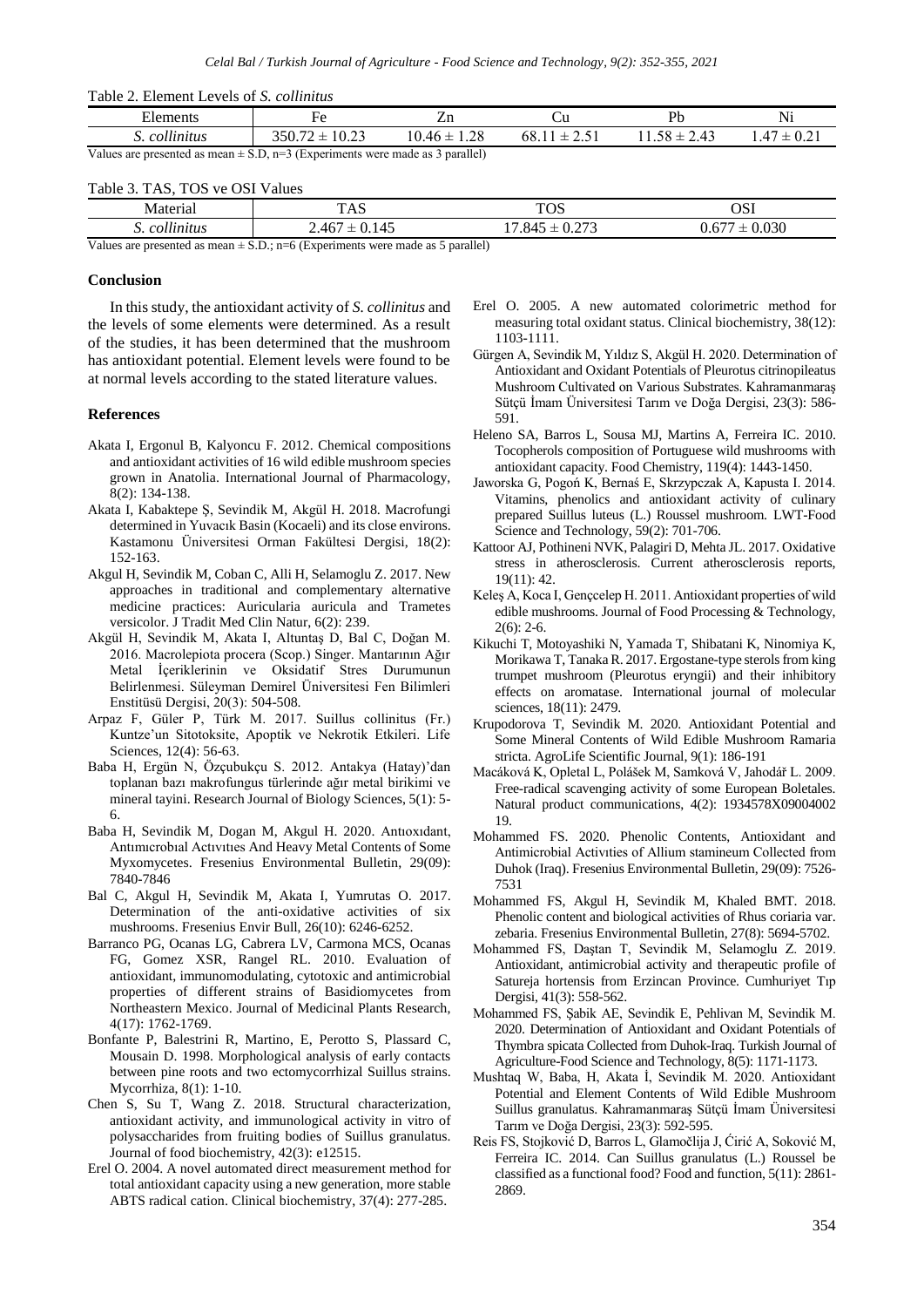Table 2. Element Levels of *S. collinitus*

| Elements | Fe | Zn | Cu | Pb | Ni |
|---|---|---|---|---|---|
| *S. collinitus* | 350.72 ± 10.23 | 10.46 ± 1.28 | 68.11 ± 2.51 | 11.58 ± 2.43 | 1.47 ± 0.21 |

Values are presented as mean ± S.D, n=3 (Experiments were made as 3 parallel)

Table 3. TAS, TOS ve OSI Values

| Material | TAS | TOS | OSI |
|---|---|---|---|
| *S. collinitus* | 2.467 ± 0.145 | 17.845 ± 0.273 | 0.677 ± 0.030 |

Values are presented as mean ± S.D.; n=6 (Experiments were made as 5 parallel)

## Conclusion

In this study, the antioxidant activity of *S. collinitus* and the levels of some elements were determined. As a result of the studies, it has been determined that the mushroom has antioxidant potential. Element levels were found to be at normal levels according to the stated literature values.

## References

Akata I, Ergonul B, Kalyoncu F. 2012. Chemical compositions and antioxidant activities of 16 wild edible mushroom species grown in Anatolia. International Journal of Pharmacology, 8(2): 134-138.

Akata I, Kabaktepe Ş, Sevindik M, Akgül H. 2018. Macrofungi determined in Yuvacık Basin (Kocaeli) and its close environs. Kastamonu Üniversitesi Orman Fakültesi Dergisi, 18(2): 152-163.

Akgul H, Sevindik M, Coban C, Alli H, Selamoglu Z. 2017. New approaches in traditional and complementary alternative medicine practices: Auricularia auricula and Trametes versicolor. J Tradit Med Clin Natur, 6(2): 239.

Akgül H, Sevindik M, Akata I, Altuntaş D, Bal C, Doğan M. 2016. Macrolepiota procera (Scop.) Singer. Mantarının Ağır Metal İçeriklerinin ve Oksidatif Stres Durumunun Belirlenmesi. Süleyman Demirel Üniversitesi Fen Bilimleri Enstitüsü Dergisi, 20(3): 504-508.

Arpaz F, Güler P, Türk M. 2017. Suillus collinitus (Fr.) Kuntze'un Sitotoksite, Apoptik ve Nekrotik Etkileri. Life Sciences, 12(4): 56-63.

Baba H, Ergün N, Özçubukçu S. 2012. Antakya (Hatay)'dan toplanan bazı makrofungus türlerinde ağır metal birikimi ve mineral tayini. Research Journal of Biology Sciences, 5(1): 5-6.

Baba H, Sevindik M, Dogan M, Akgul H. 2020. Antıoxıdant, Antımıcrobıal Actıvıtıes And Heavy Metal Contents of Some Myxomycetes. Fresenius Environmental Bulletin, 29(09): 7840-7846

Bal C, Akgul H, Sevindik M, Akata I, Yumrutas O. 2017. Determination of the anti-oxidative activities of six mushrooms. Fresenius Envir Bull, 26(10): 6246-6252.

Barranco PG, Ocanas LG, Cabrera LV, Carmona MCS, Ocanas FG, Gomez XSR, Rangel RL. 2010. Evaluation of antioxidant, immunomodulating, cytotoxic and antimicrobial properties of different strains of Basidiomycetes from Northeastern Mexico. Journal of Medicinal Plants Research, 4(17): 1762-1769.

Bonfante P, Balestrini R, Martino, E, Perotto S, Plassard C, Mousain D. 1998. Morphological analysis of early contacts between pine roots and two ectomycorrhizal Suillus strains. Mycorrhiza, 8(1): 1-10.

Chen S, Su T, Wang Z. 2018. Structural characterization, antioxidant activity, and immunological activity in vitro of polysaccharides from fruiting bodies of Suillus granulatus. Journal of food biochemistry, 42(3): e12515.

Erel O. 2004. A novel automated direct measurement method for total antioxidant capacity using a new generation, more stable ABTS radical cation. Clinical biochemistry, 37(4): 277-285.

Erel O. 2005. A new automated colorimetric method for measuring total oxidant status. Clinical biochemistry, 38(12): 1103-1111.

Gürgen A, Sevindik M, Yıldız S, Akgül H. 2020. Determination of Antioxidant and Oxidant Potentials of Pleurotus citrinopileatus Mushroom Cultivated on Various Substrates. Kahramanmaraş Sütçü İmam Üniversitesi Tarım ve Doğa Dergisi, 23(3): 586-591.

Heleno SA, Barros L, Sousa MJ, Martins A, Ferreira IC. 2010. Tocopherols composition of Portuguese wild mushrooms with antioxidant capacity. Food Chemistry, 119(4): 1443-1450.

Jaworska G, Pogoń K, Bernaś E, Skrzypczak A, Kapusta I. 2014. Vitamins, phenolics and antioxidant activity of culinary prepared Suillus luteus (L.) Roussel mushroom. LWT-Food Science and Technology, 59(2): 701-706.

Kattoor AJ, Pothineni NVK, Palagiri D, Mehta JL. 2017. Oxidative stress in atherosclerosis. Current atherosclerosis reports, 19(11): 42.

Keleş A, Koca I, Gençcelep H. 2011. Antioxidant properties of wild edible mushrooms. Journal of Food Processing & Technology, 2(6): 2-6.

Kikuchi T, Motoyashiki N, Yamada T, Shibatani K, Ninomiya K, Morikawa T, Tanaka R. 2017. Ergostane-type sterols from king trumpet mushroom (Pleurotus eryngii) and their inhibitory effects on aromatase. International journal of molecular sciences, 18(11): 2479.

Krupodorova T, Sevindik M. 2020. Antioxidant Potential and Some Mineral Contents of Wild Edible Mushroom Ramaria stricta. AgroLife Scientific Journal, 9(1): 186-191

Macáková K, Opletal L, Polášek M, Samková V, Jahodář L. 2009. Free-radical scavenging activity of some European Boletales. Natural product communications, 4(2): 1934578X0900400219.

Mohammed FS. 2020. Phenolic Contents, Antioxidant and Antimicrobial Actıvıties of Allium stamineum Collected from Duhok (Iraq). Fresenius Environmental Bulletin, 29(09): 7526-7531

Mohammed FS, Akgul H, Sevindik M, Khaled BMT. 2018. Phenolic content and biological activities of Rhus coriaria var. zebaria. Fresenius Environmental Bulletin, 27(8): 5694-5702.

Mohammed FS, Daştan T, Sevindik M, Selamoglu Z. 2019. Antioxidant, antimicrobial activity and therapeutic profile of Satureja hortensis from Erzincan Province. Cumhuriyet Tıp Dergisi, 41(3): 558-562.

Mohammed FS, Şabik AE, Sevindik E, Pehlivan M, Sevindik M. 2020. Determination of Antioxidant and Oxidant Potentials of Thymbra spicata Collected from Duhok-Iraq. Turkish Journal of Agriculture-Food Science and Technology, 8(5): 1171-1173.

Mushtaq W, Baba, H, Akata İ, Sevindik M. 2020. Antioxidant Potential and Element Contents of Wild Edible Mushroom Suillus granulatus. Kahramanmaraş Sütçü İmam Üniversitesi Tarım ve Doğa Dergisi, 23(3): 592-595.

Reis FS, Stojković D, Barros L, Glamočlija J, Ćirić A, Soković M, Ferreira IC. 2014. Can Suillus granulatus (L.) Roussel be classified as a functional food? Food and function, 5(11): 2861-2869.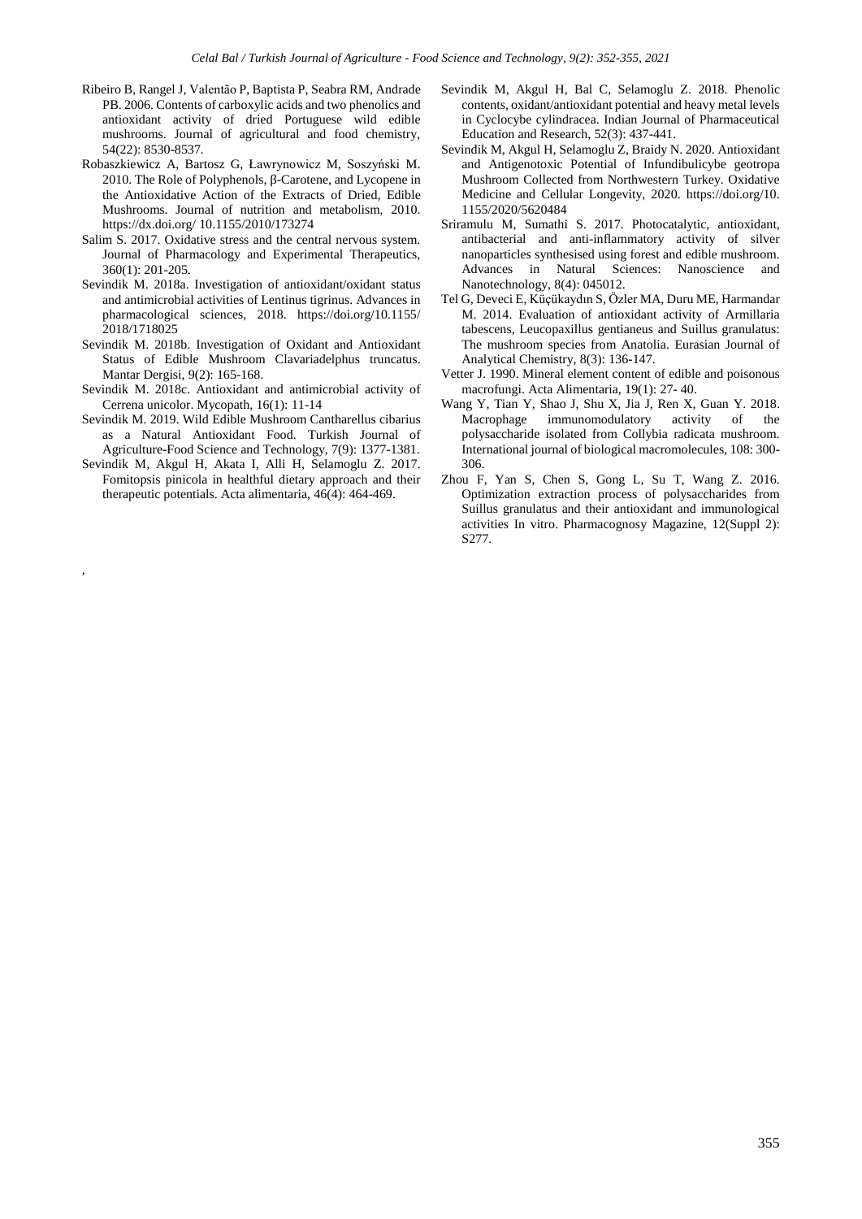Ribeiro B, Rangel J, Valentão P, Baptista P, Seabra RM, Andrade PB. 2006. Contents of carboxylic acids and two phenolics and antioxidant activity of dried Portuguese wild edible mushrooms. Journal of agricultural and food chemistry, 54(22): 8530-8537.

Robaszkiewicz A, Bartosz G, Ławrynowicz M, Soszyński M. 2010. The Role of Polyphenols, β-Carotene, and Lycopene in the Antioxidative Action of the Extracts of Dried, Edible Mushrooms. Journal of nutrition and metabolism, 2010. https://dx.doi.org/ 10.1155/2010/173274

Salim S. 2017. Oxidative stress and the central nervous system. Journal of Pharmacology and Experimental Therapeutics, 360(1): 201-205.

Sevindik M. 2018a. Investigation of antioxidant/oxidant status and antimicrobial activities of Lentinus tigrinus. Advances in pharmacological sciences, 2018. https://doi.org/10.1155/ 2018/1718025

Sevindik M. 2018b. Investigation of Oxidant and Antioxidant Status of Edible Mushroom Clavariadelphus truncatus. Mantar Dergisi, 9(2): 165-168.

Sevindik M. 2018c. Antioxidant and antimicrobial activity of Cerrena unicolor. Mycopath, 16(1): 11-14

Sevindik M. 2019. Wild Edible Mushroom Cantharellus cibarius as a Natural Antioxidant Food. Turkish Journal of Agriculture-Food Science and Technology, 7(9): 1377-1381.

Sevindik M, Akgul H, Akata I, Alli H, Selamoglu Z. 2017. Fomitopsis pinicola in healthful dietary approach and their therapeutic potentials. Acta alimentaria, 46(4): 464-469.

,

Sevindik M, Akgul H, Bal C, Selamoglu Z. 2018. Phenolic contents, oxidant/antioxidant potential and heavy metal levels in Cyclocybe cylindracea. Indian Journal of Pharmaceutical Education and Research, 52(3): 437-441.

Sevindik M, Akgul H, Selamoglu Z, Braidy N. 2020. Antioxidant and Antigenotoxic Potential of Infundibulicybe geotropa Mushroom Collected from Northwestern Turkey. Oxidative Medicine and Cellular Longevity, 2020. https://doi.org/10. 1155/2020/5620484

Sriramulu M, Sumathi S. 2017. Photocatalytic, antioxidant, antibacterial and anti-inflammatory activity of silver nanoparticles synthesised using forest and edible mushroom. Advances in Natural Sciences: Nanoscience and Nanotechnology, 8(4): 045012.

Tel G, Deveci E, Küçükaydın S, Özler MA, Duru ME, Harmandar M. 2014. Evaluation of antioxidant activity of Armillaria tabescens, Leucopaxillus gentianeus and Suillus granulatus: The mushroom species from Anatolia. Eurasian Journal of Analytical Chemistry, 8(3): 136-147.

Vetter J. 1990. Mineral element content of edible and poisonous macrofungi. Acta Alimentaria, 19(1): 27- 40.

Wang Y, Tian Y, Shao J, Shu X, Jia J, Ren X, Guan Y. 2018. Macrophage immunomodulatory activity of the polysaccharide isolated from Collybia radicata mushroom. International journal of biological macromolecules, 108: 300-306.

Zhou F, Yan S, Chen S, Gong L, Su T, Wang Z. 2016. Optimization extraction process of polysaccharides from Suillus granulatus and their antioxidant and immunological activities In vitro. Pharmacognosy Magazine, 12(Suppl 2): S277.